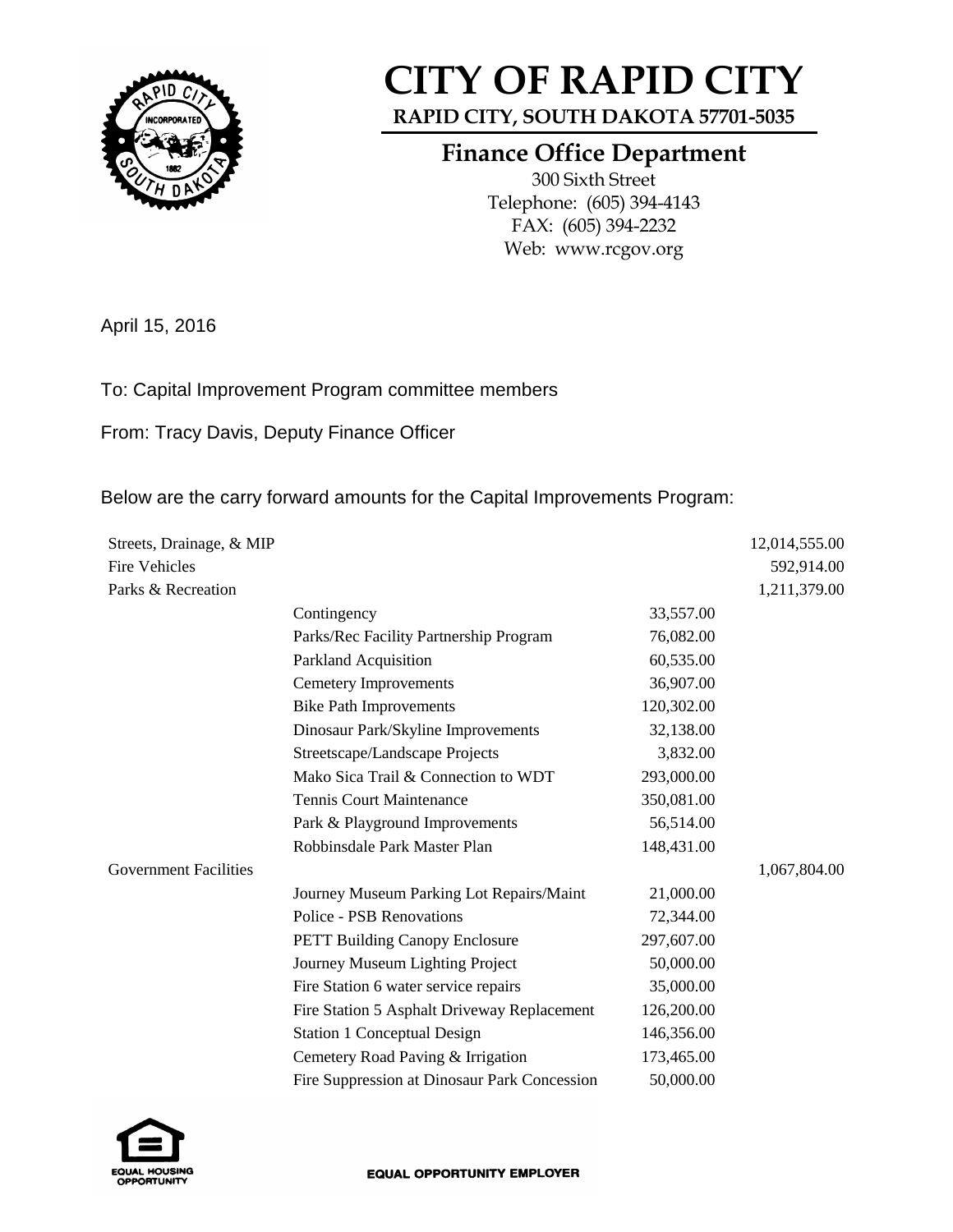# CITY OF RAPID CITY

**RAPID CITY, SOUTH DAKOTA 57701-5035**

## Finance Office Department

300 Sixth Street
Telephone: (605) 394-4143
FAX: (605) 394-2232
Web: www.rcgov.org

April 15, 2016

To: Capital Improvement Program committee members

From: Tracy Davis, Deputy Finance Officer

Below are the carry forward amounts for the Capital Improvements Program:

| | | | |
|---|---|---|---|
| Streets, Drainage, & MIP | | | 12,014,555.00 |
| Fire Vehicles | | | 592,914.00 |
| Parks & Recreation | | | 1,211,379.00 |
| | Contingency | 33,557.00 | |
| | Parks/Rec Facility Partnership Program | 76,082.00 | |
| | Parkland Acquisition | 60,535.00 | |
| | Cemetery Improvements | 36,907.00 | |
| | Bike Path Improvements | 120,302.00 | |
| | Dinosaur Park/Skyline Improvements | 32,138.00 | |
| | Streetscape/Landscape Projects | 3,832.00 | |
| | Mako Sica Trail & Connection to WDT | 293,000.00 | |
| | Tennis Court Maintenance | 350,081.00 | |
| | Park & Playground Improvements | 56,514.00 | |
| | Robbinsdale Park Master Plan | 148,431.00 | |
| Government Facilities | | | 1,067,804.00 |
| | Journey Museum Parking Lot Repairs/Maint | 21,000.00 | |
| | Police - PSB Renovations | 72,344.00 | |
| | PETT Building Canopy Enclosure | 297,607.00 | |
| | Journey Museum Lighting Project | 50,000.00 | |
| | Fire Station 6 water service repairs | 35,000.00 | |
| | Fire Station 5 Asphalt Driveway Replacement | 126,200.00 | |
| | Station 1 Conceptual Design | 146,356.00 | |
| | Cemetery Road Paving & Irrigation | 173,465.00 | |
| | Fire Suppression at Dinosaur Park Concession | 50,000.00 | |

EQUAL HOUSING OPPORTUNITY

EQUAL OPPORTUNITY EMPLOYER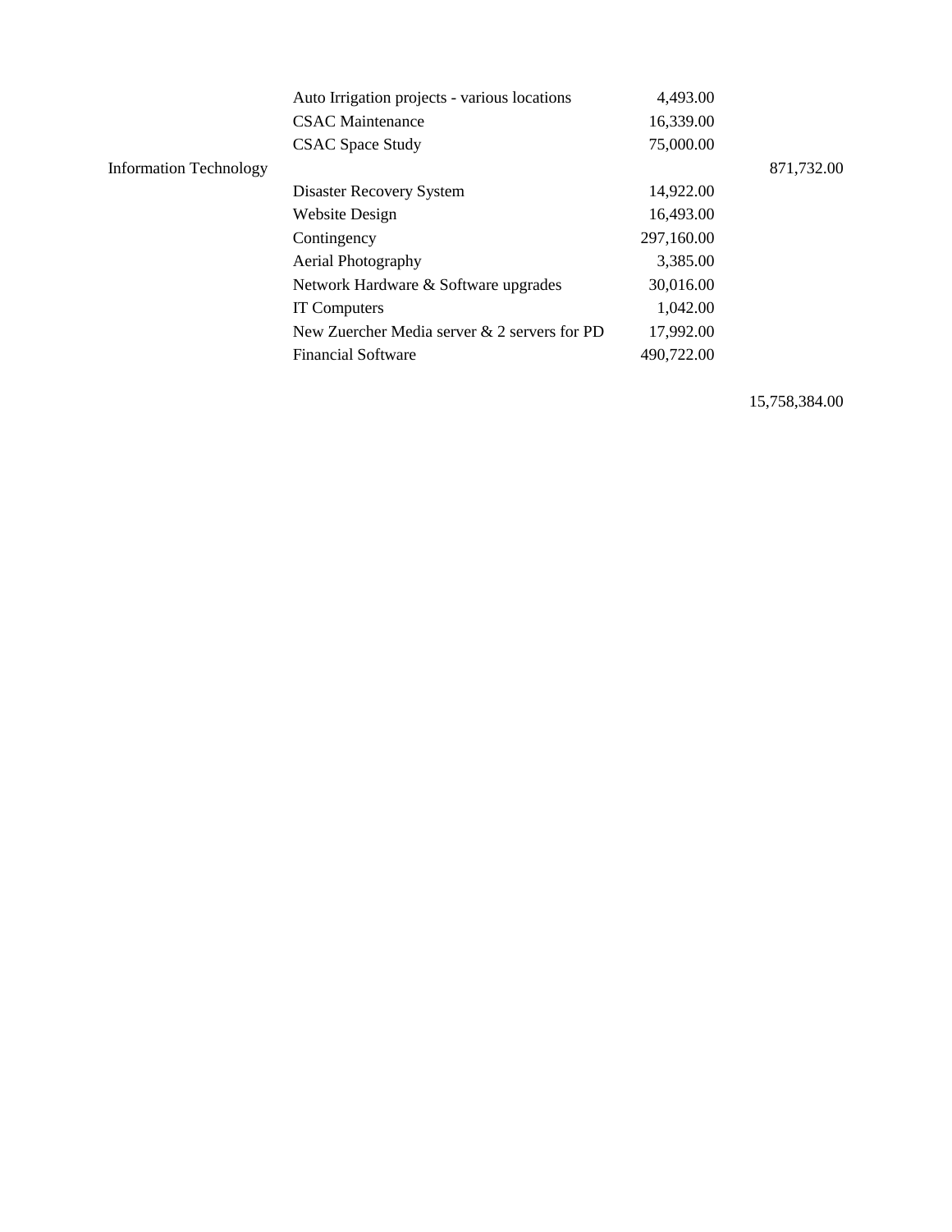| | | | |
|---|---|---|---|
| | Auto Irrigation projects - various locations | 4,493.00 | |
| | CSAC Maintenance | 16,339.00 | |
| | CSAC Space Study | 75,000.00 | |
| Information Technology | | | 871,732.00 |
| | Disaster Recovery System | 14,922.00 | |
| | Website Design | 16,493.00 | |
| | Contingency | 297,160.00 | |
| | Aerial Photography | 3,385.00 | |
| | Network Hardware & Software upgrades | 30,016.00 | |
| | IT Computers | 1,042.00 | |
| | New Zuercher Media server & 2 servers for PD | 17,992.00 | |
| | Financial Software | 490,722.00 | |
| | | | 15,758,384.00 |